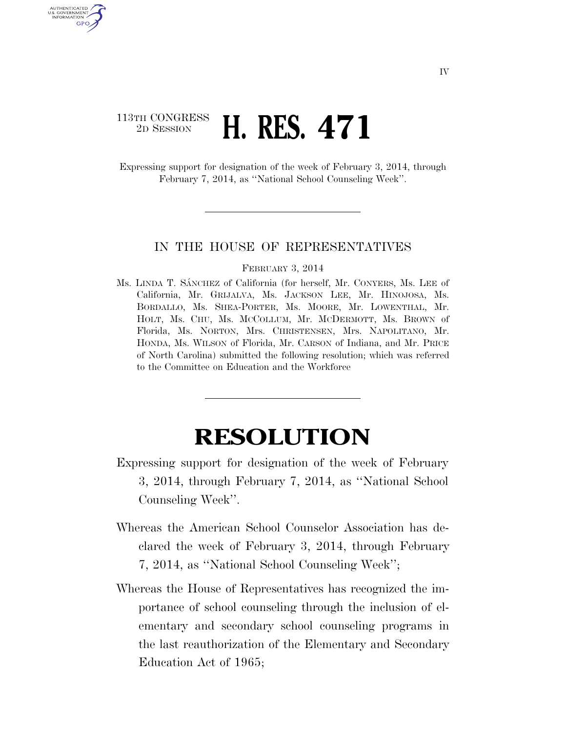113TH CONGRESS
2D SESSION

# H. RES. 471

Expressing support for designation of the week of February 3, 2014, through February 7, 2014, as ''National School Counseling Week''.

---

IN THE HOUSE OF REPRESENTATIVES

FEBRUARY 3, 2014

Ms. LINDA T. SÁNCHEZ of California (for herself, Mr. CONYERS, Ms. LEE of California, Mr. GRIJALVA, Ms. JACKSON LEE, Mr. HINOJOSA, Ms. BORDALLO, Ms. SHEA-PORTER, Ms. MOORE, Mr. LOWENTHAL, Mr. HOLT, Ms. CHU, Ms. MCCOLLUM, Mr. MCDERMOTT, Ms. BROWN of Florida, Ms. NORTON, Mrs. CHRISTENSEN, Mrs. NAPOLITANO, Mr. HONDA, Ms. WILSON of Florida, Mr. CARSON of Indiana, and Mr. PRICE of North Carolina) submitted the following resolution; which was referred to the Committee on Education and the Workforce

---

# RESOLUTION

Expressing support for designation of the week of February 3, 2014, through February 7, 2014, as ''National School Counseling Week''.

Whereas the American School Counselor Association has declared the week of February 3, 2014, through February 7, 2014, as ''National School Counseling Week'';

Whereas the House of Representatives has recognized the importance of school counseling through the inclusion of elementary and secondary school counseling programs in the last reauthorization of the Elementary and Secondary Education Act of 1965;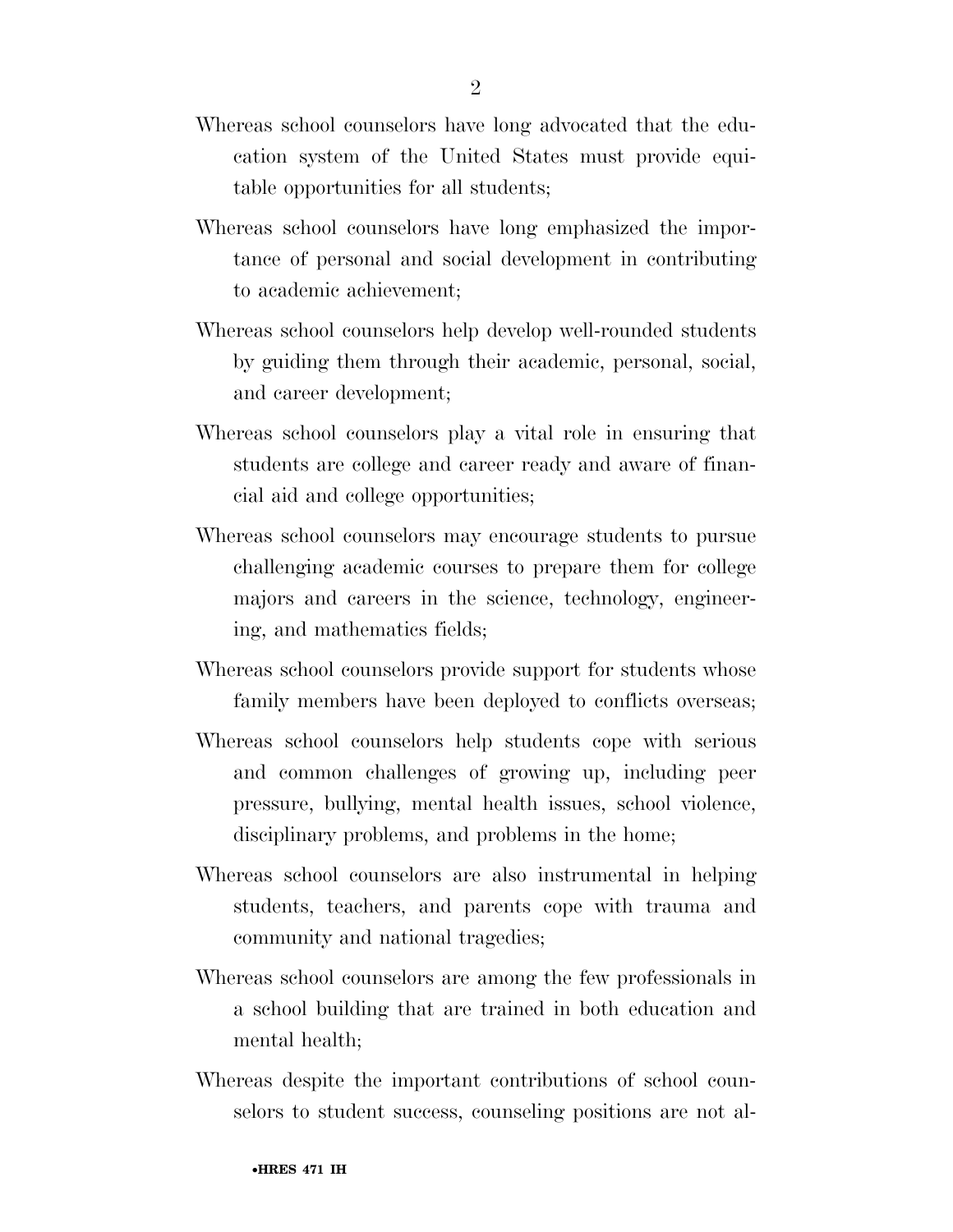Whereas school counselors have long advocated that the education system of the United States must provide equitable opportunities for all students;

Whereas school counselors have long emphasized the importance of personal and social development in contributing to academic achievement;

Whereas school counselors help develop well-rounded students by guiding them through their academic, personal, social, and career development;

Whereas school counselors play a vital role in ensuring that students are college and career ready and aware of financial aid and college opportunities;

Whereas school counselors may encourage students to pursue challenging academic courses to prepare them for college majors and careers in the science, technology, engineering, and mathematics fields;

Whereas school counselors provide support for students whose family members have been deployed to conflicts overseas;

Whereas school counselors help students cope with serious and common challenges of growing up, including peer pressure, bullying, mental health issues, school violence, disciplinary problems, and problems in the home;

Whereas school counselors are also instrumental in helping students, teachers, and parents cope with trauma and community and national tragedies;

Whereas school counselors are among the few professionals in a school building that are trained in both education and mental health;

Whereas despite the important contributions of school counselors to student success, counseling positions are not al-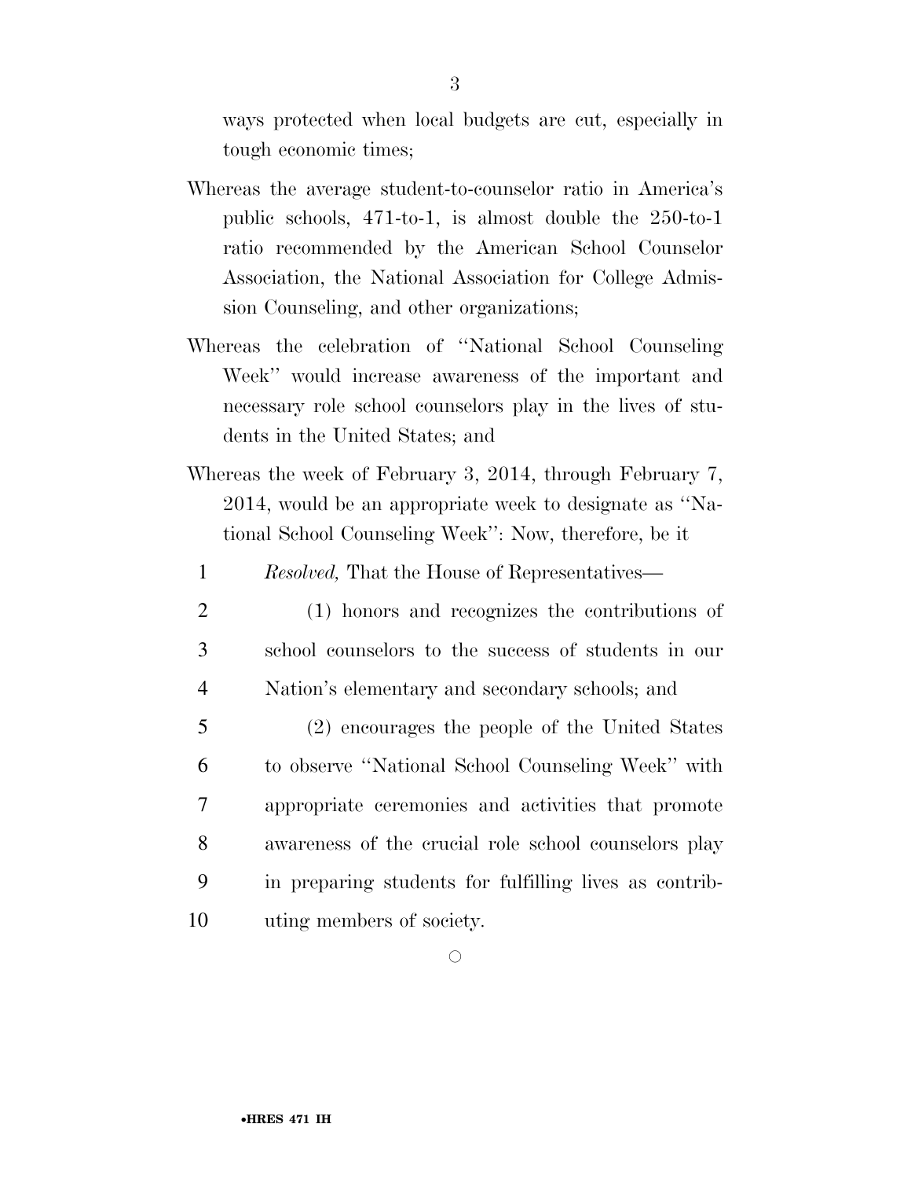ways protected when local budgets are cut, especially in tough economic times;

Whereas the average student-to-counselor ratio in America's public schools, 471-to-1, is almost double the 250-to-1 ratio recommended by the American School Counselor Association, the National Association for College Admission Counseling, and other organizations;

Whereas the celebration of "National School Counseling Week" would increase awareness of the important and necessary role school counselors play in the lives of students in the United States; and

Whereas the week of February 3, 2014, through February 7, 2014, would be an appropriate week to designate as "National School Counseling Week": Now, therefore, be it

*Resolved,* That the House of Representatives—

(1) honors and recognizes the contributions of school counselors to the success of students in our Nation's elementary and secondary schools; and

(2) encourages the people of the United States to observe "National School Counseling Week" with appropriate ceremonies and activities that promote awareness of the crucial role school counselors play in preparing students for fulfilling lives as contributing members of society.